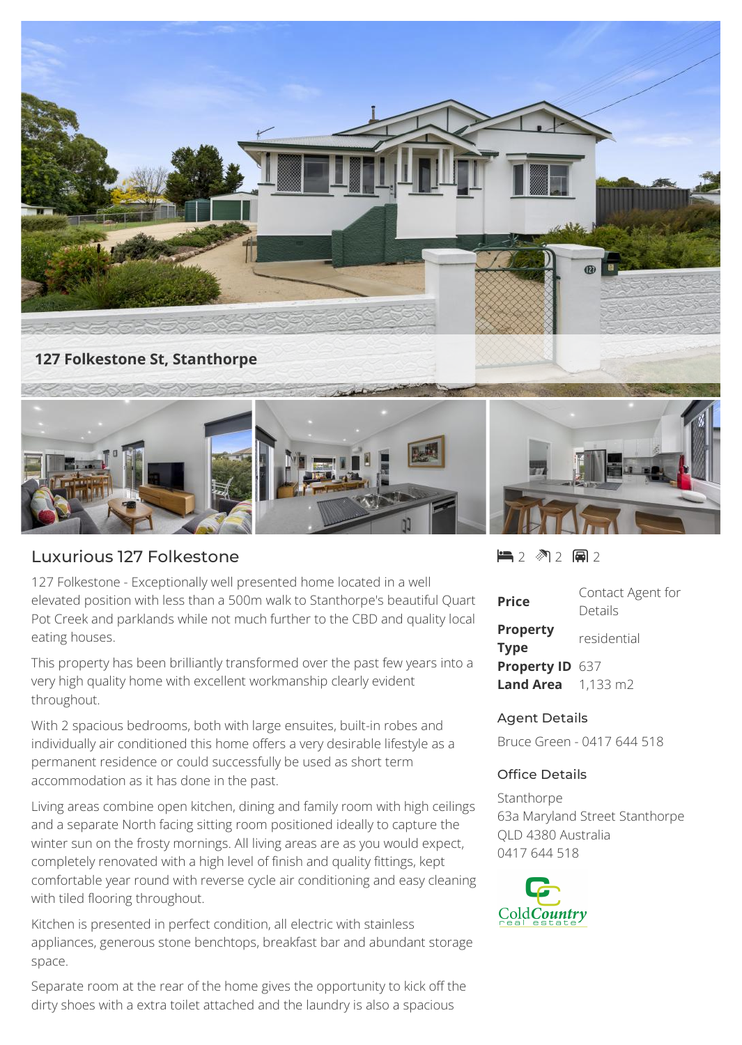**127 Folkestone St, Stanthorpe**

## Luxurious 127 Folkestone

2 bed 2 bath 2 car

127 Folkestone - Exceptionally well presented home located in a well elevated position with less than a 500m walk to Stanthorpe's beautiful Quart Pot Creek and parklands while not much further to the CBD and quality local eating houses.

This property has been brilliantly transformed over the past few years into a very high quality home with excellent workmanship clearly evident throughout.

With 2 spacious bedrooms, both with large ensuites, built-in robes and individually air conditioned this home offers a very desirable lifestyle as a permanent residence or could successfully be used as short term accommodation as it has done in the past.

Living areas combine open kitchen, dining and family room with high ceilings and a separate North facing sitting room positioned ideally to capture the winter sun on the frosty mornings. All living areas are as you would expect, completely renovated with a high level of finish and quality fittings, kept comfortable year round with reverse cycle air conditioning and easy cleaning with tiled flooring throughout.

Kitchen is presented in perfect condition, all electric with stainless appliances, generous stone benchtops, breakfast bar and abundant storage space.

Separate room at the rear of the home gives the opportunity to kick off the dirty shoes with a extra toilet attached and the laundry is also a spacious

| | |
|---|---|
| **Price** | Contact Agent for Details |
| **Property Type** | residential |
| **Property ID** | 637 |
| **Land Area** | 1,133 m2 |

### Agent Details

Bruce Green - 0417 644 518

### Office Details

Stanthorpe
63a Maryland Street Stanthorpe
QLD 4380 Australia
0417 644 518

ColdCountry real estate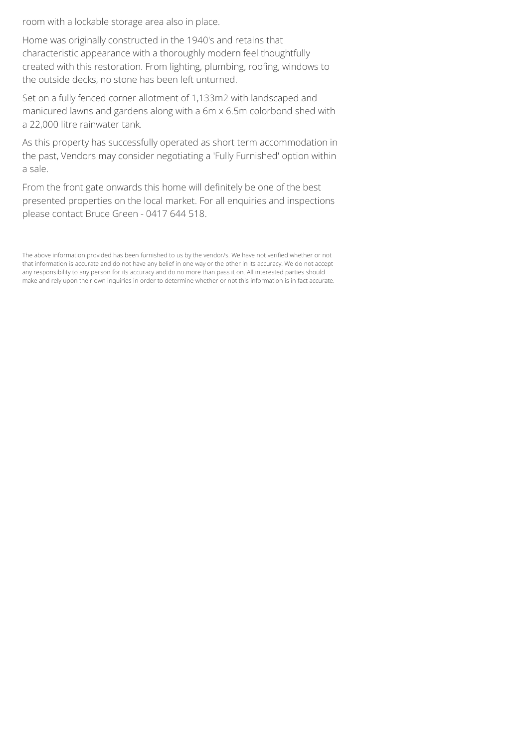room with a lockable storage area also in place.

Home was originally constructed in the 1940's and retains that characteristic appearance with a thoroughly modern feel thoughtfully created with this restoration. From lighting, plumbing, roofing, windows to the outside decks, no stone has been left unturned.

Set on a fully fenced corner allotment of 1,133m2 with landscaped and manicured lawns and gardens along with a 6m x 6.5m colorbond shed with a 22,000 litre rainwater tank.

As this property has successfully operated as short term accommodation in the past, Vendors may consider negotiating a 'Fully Furnished' option within a sale.

From the front gate onwards this home will definitely be one of the best presented properties on the local market. For all enquiries and inspections please contact Bruce Green - 0417 644 518.

The above information provided has been furnished to us by the vendor/s. We have not verified whether or not that information is accurate and do not have any belief in one way or the other in its accuracy. We do not accept any responsibility to any person for its accuracy and do no more than pass it on. All interested parties should make and rely upon their own inquiries in order to determine whether or not this information is in fact accurate.